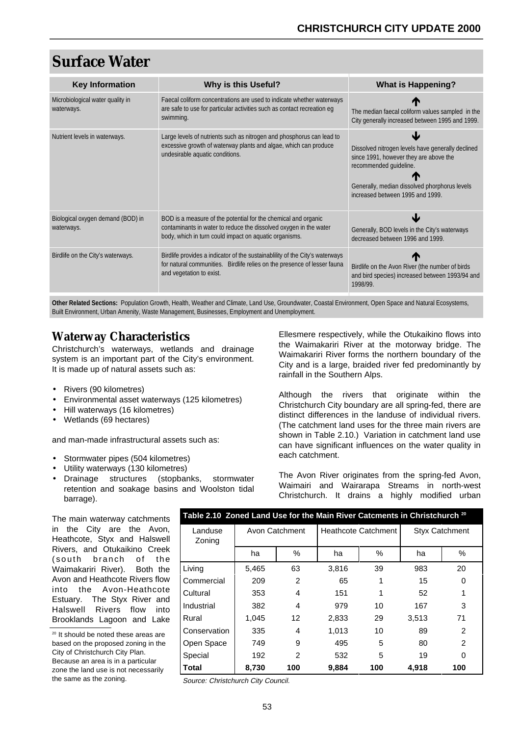# Surface Water

| Key Information | Why is this Useful? | What is Happening? |
|---|---|---|
| Microbiological water quality in waterways. | Faecal coliform concentrations are used to indicate whether waterways are safe to use for particular activities such as contact recreation eg swimming. | ↑ The median faecal coliform values sampled in the City generally increased between 1995 and 1999. |
| Nutrient levels in waterways. | Large levels of nutrients such as nitrogen and phosphorus can lead to excessive growth of waterway plants and algae, which can produce undesirable aquatic conditions. | ↓ Dissolved nitrogen levels have generally declined since 1991, however they are above the recommended guideline. ↑ Generally, median dissolved phorphorus levels increased between 1995 and 1999. |
| Biological oxygen demand (BOD) in waterways. | BOD is a measure of the potential for the chemical and organic contaminants in water to reduce the dissolved oxygen in the water body, which in turn could impact on aquatic organisms. | ↓ Generally, BOD levels in the City's waterways decreased between 1996 and 1999. |
| Birdlife on the City's waterways. | Birdlife provides a indicator of the sustainablility of the City's waterways for natural communities. Birdlife relies on the presence of lesser fauna and vegetation to exist. | ↑ Birdlife on the Avon River (the number of birds and bird species) increased between 1993/94 and 1998/99. |

**Other Related Sections:** Population Growth, Health, Weather and Climate, Land Use, Groundwater, Coastal Environment, Open Space and Natural Ecosystems, Built Environment, Urban Amenity, Waste Management, Businesses, Employment and Unemployment.

## Waterway Characteristics

Christchurch's waterways, wetlands and drainage system is an important part of the City's environment. It is made up of natural assets such as:

- Rivers (90 kilometres)
- Environmental asset waterways (125 kilometres)
- Hill waterways (16 kilometres)
- Wetlands (69 hectares)

and man-made infrastructural assets such as:

- Stormwater pipes (504 kilometres)
- Utility waterways (130 kilometres)
- Drainage structures (stopbanks, stormwater retention and soakage basins and Woolston tidal barrage).

The main waterway catchments in the City are the Avon, Heathcote, Styx and Halswell Rivers, and Otukaikino Creek (south branch of the Waimakariri River). Both the Avon and Heathcote Rivers flow into the Avon-Heathcote Estuary. The Styx River and Halswell Rivers flow into Brooklands Lagoon and Lake Ellesmere respectively, while the Otukaikino flows into the Waimakariri River at the motorway bridge. The Waimakariri River forms the northern boundary of the City and is a large, braided river fed predominantly by rainfall in the Southern Alps.

Although the rivers that originate within the Christchurch City boundary are all spring-fed, there are distinct differences in the landuse of individual rivers. (The catchment land uses for the three main rivers are shown in Table 2.10.) Variation in catchment land use can have significant influences on the water quality in each catchment.

The Avon River originates from the spring-fed Avon, Waimairi and Wairarapa Streams in north-west Christchurch. It drains a highly modified urban

**Table 2.10 Zoned Land Use for the Main River Catcments in Christchurch [20]**

| Landuse Zoning | Avon Catchment | | Heathcote Catchment | | Styx Catchment | |
|---|---|---|---|---|---|---|
| | ha | % | ha | % | ha | % |
| Living | 5,465 | 63 | 3,816 | 39 | 983 | 20 |
| Commercial | 209 | 2 | 65 | 1 | 15 | 0 |
| Cultural | 353 | 4 | 151 | 1 | 52 | 1 |
| Industrial | 382 | 4 | 979 | 10 | 167 | 3 |
| Rural | 1,045 | 12 | 2,833 | 29 | 3,513 | 71 |
| Conservation | 335 | 4 | 1,013 | 10 | 89 | 2 |
| Open Space | 749 | 9 | 495 | 5 | 80 | 2 |
| Special | 192 | 2 | 532 | 5 | 19 | 0 |
| **Total** | **8,730** | **100** | **9,884** | **100** | **4,918** | **100** |

*Source: Christchurch City Council.*

[20] It should be noted these areas are based on the proposed zoning in the City of Christchurch City Plan. Because an area is in a particular zone the land use is not necessarily the same as the zoning.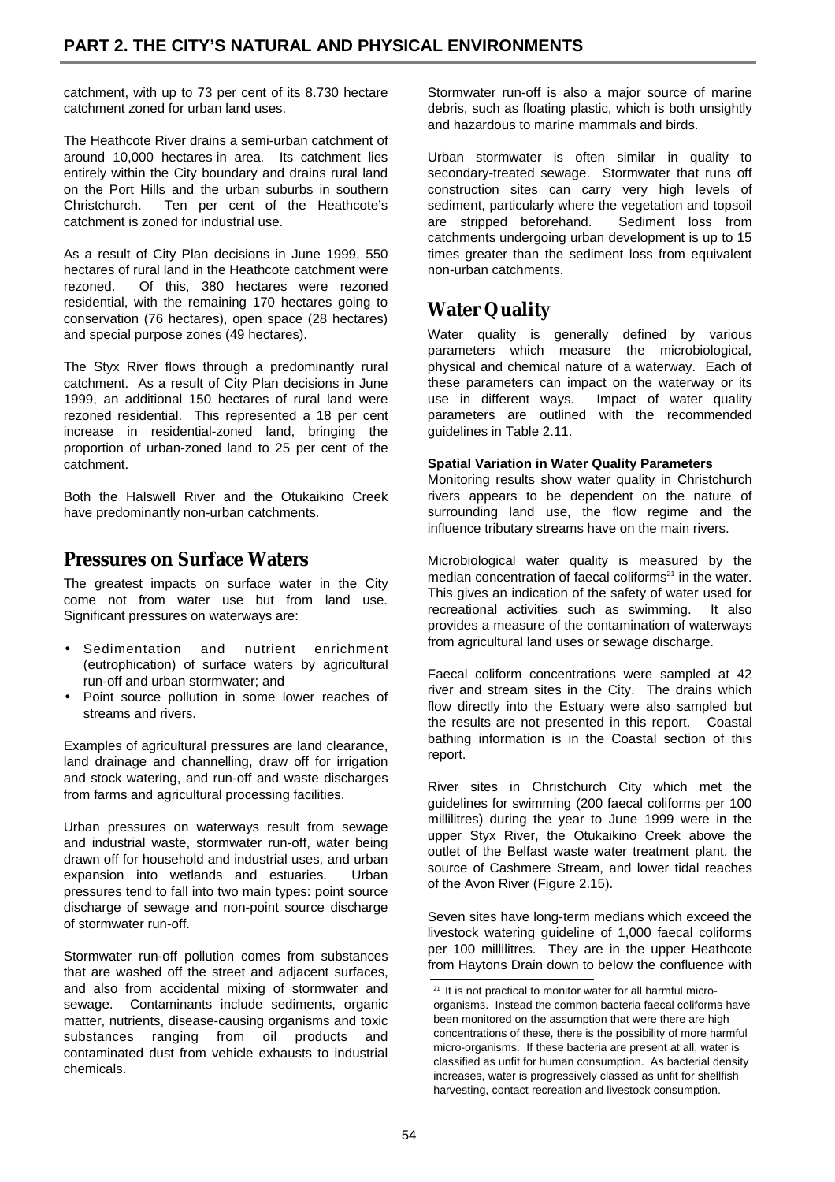catchment, with up to 73 per cent of its 8.730 hectare catchment zoned for urban land uses.

The Heathcote River drains a semi-urban catchment of around 10,000 hectares in area. Its catchment lies entirely within the City boundary and drains rural land on the Port Hills and the urban suburbs in southern Christchurch. Ten per cent of the Heathcote's catchment is zoned for industrial use.

As a result of City Plan decisions in June 1999, 550 hectares of rural land in the Heathcote catchment were rezoned. Of this, 380 hectares were rezoned residential, with the remaining 170 hectares going to conservation (76 hectares), open space (28 hectares) and special purpose zones (49 hectares).

The Styx River flows through a predominantly rural catchment. As a result of City Plan decisions in June 1999, an additional 150 hectares of rural land were rezoned residential. This represented a 18 per cent increase in residential-zoned land, bringing the proportion of urban-zoned land to 25 per cent of the catchment.

Both the Halswell River and the Otukaikino Creek have predominantly non-urban catchments.

## Pressures on Surface Waters

The greatest impacts on surface water in the City come not from water use but from land use. Significant pressures on waterways are:

- Sedimentation and nutrient enrichment (eutrophication) of surface waters by agricultural run-off and urban stormwater; and
- Point source pollution in some lower reaches of streams and rivers.

Examples of agricultural pressures are land clearance, land drainage and channelling, draw off for irrigation and stock watering, and run-off and waste discharges from farms and agricultural processing facilities.

Urban pressures on waterways result from sewage and industrial waste, stormwater run-off, water being drawn off for household and industrial uses, and urban expansion into wetlands and estuaries. Urban pressures tend to fall into two main types: point source discharge of sewage and non-point source discharge of stormwater run-off.

Stormwater run-off pollution comes from substances that are washed off the street and adjacent surfaces, and also from accidental mixing of stormwater and sewage. Contaminants include sediments, organic matter, nutrients, disease-causing organisms and toxic substances ranging from oil products and contaminated dust from vehicle exhausts to industrial chemicals.

Stormwater run-off is also a major source of marine debris, such as floating plastic, which is both unsightly and hazardous to marine mammals and birds.

Urban stormwater is often similar in quality to secondary-treated sewage. Stormwater that runs off construction sites can carry very high levels of sediment, particularly where the vegetation and topsoil are stripped beforehand. Sediment loss from catchments undergoing urban development is up to 15 times greater than the sediment loss from equivalent non-urban catchments.

## Water Quality

Water quality is generally defined by various parameters which measure the microbiological, physical and chemical nature of a waterway. Each of these parameters can impact on the waterway or its use in different ways. Impact of water quality parameters are outlined with the recommended guidelines in Table 2.11.

### Spatial Variation in Water Quality Parameters

Monitoring results show water quality in Christchurch rivers appears to be dependent on the nature of surrounding land use, the flow regime and the influence tributary streams have on the main rivers.

Microbiological water quality is measured by the median concentration of faecal coliforms[21] in the water. This gives an indication of the safety of water used for recreational activities such as swimming. It also provides a measure of the contamination of waterways from agricultural land uses or sewage discharge.

Faecal coliform concentrations were sampled at 42 river and stream sites in the City. The drains which flow directly into the Estuary were also sampled but the results are not presented in this report. Coastal bathing information is in the Coastal section of this report.

River sites in Christchurch City which met the guidelines for swimming (200 faecal coliforms per 100 millilitres) during the year to June 1999 were in the upper Styx River, the Otukaikino Creek above the outlet of the Belfast waste water treatment plant, the source of Cashmere Stream, and lower tidal reaches of the Avon River (Figure 2.15).

Seven sites have long-term medians which exceed the livestock watering guideline of 1,000 faecal coliforms per 100 millilitres. They are in the upper Heathcote from Haytons Drain down to below the confluence with

[21] It is not practical to monitor water for all harmful micro-organisms. Instead the common bacteria faecal coliforms have been monitored on the assumption that were there are high concentrations of these, there is the possibility of more harmful micro-organisms. If these bacteria are present at all, water is classified as unfit for human consumption. As bacterial density increases, water is progressively classed as unfit for shellfish harvesting, contact recreation and livestock consumption.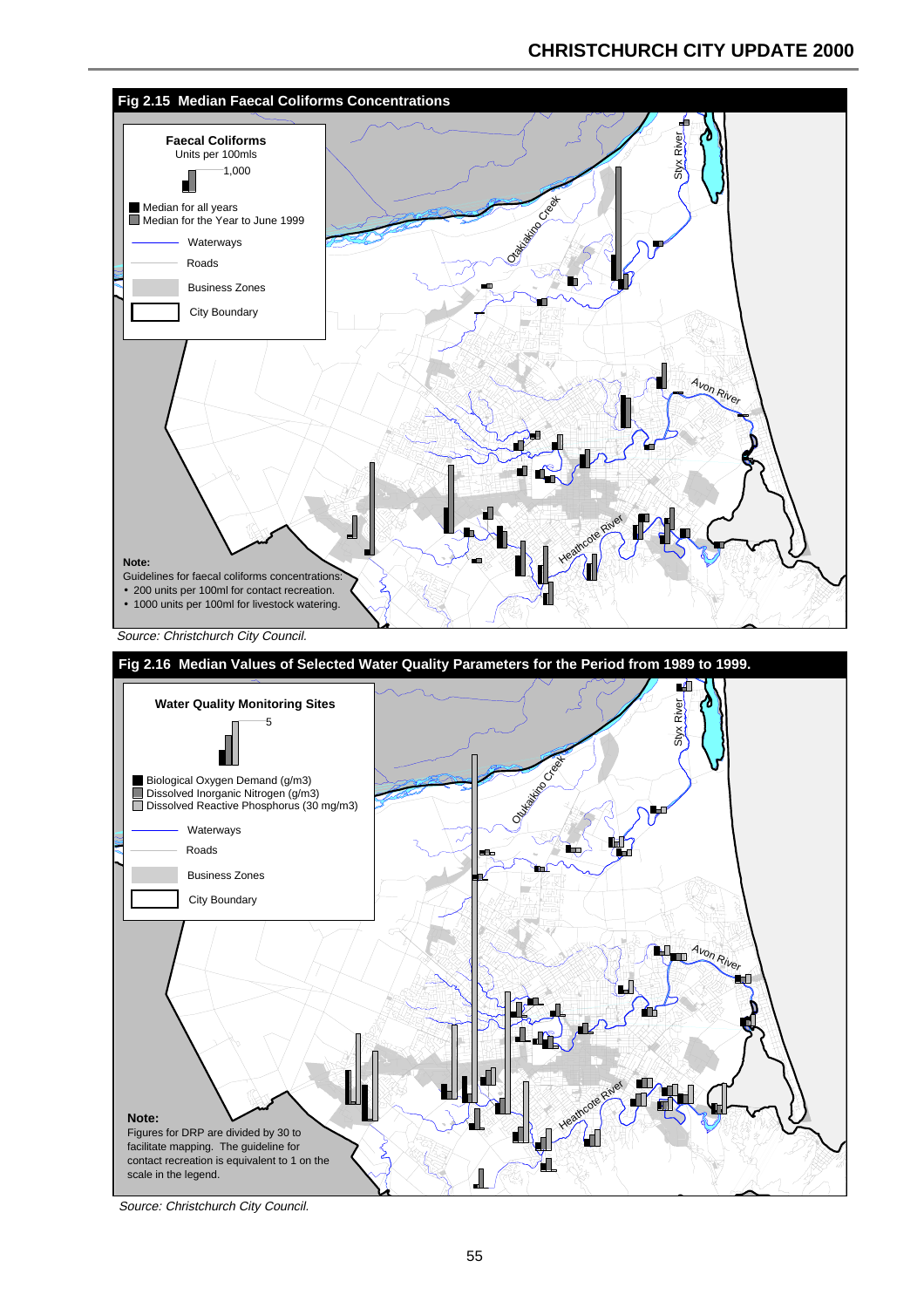## Fig 2.15 Median Faecal Coliforms Concentrations

**Faecal Coliforms**
Units per 100mls

1,000

- Median for all years
- Median for the Year to June 1999
- Waterways
- Roads
- Business Zones
- City Boundary

Styx River

Otukaikino Creek

Avon River

Heathcote River

**Note:**
Guidelines for faecal coliforms concentrations:

- 200 units per 100ml for contact recreation.
- 1000 units per 100ml for livestock watering.

*Source: Christchurch City Council.*

## Fig 2.16 Median Values of Selected Water Quality Parameters for the Period from 1989 to 1999.

**Water Quality Monitoring Sites**

5

- Biological Oxygen Demand (g/m3)
- Dissolved Inorganic Nitrogen (g/m3)
- Dissolved Reactive Phosphorus (30 mg/m3)
- Waterways
- Roads
- Business Zones
- City Boundary

Styx River

Otukaikino Creek

Avon River

Heathcote River

**Note:**
Figures for DRP are divided by 30 to facilitate mapping. The guideline for contact recreation is equivalent to 1 on the scale in the legend.

*Source: Christchurch City Council.*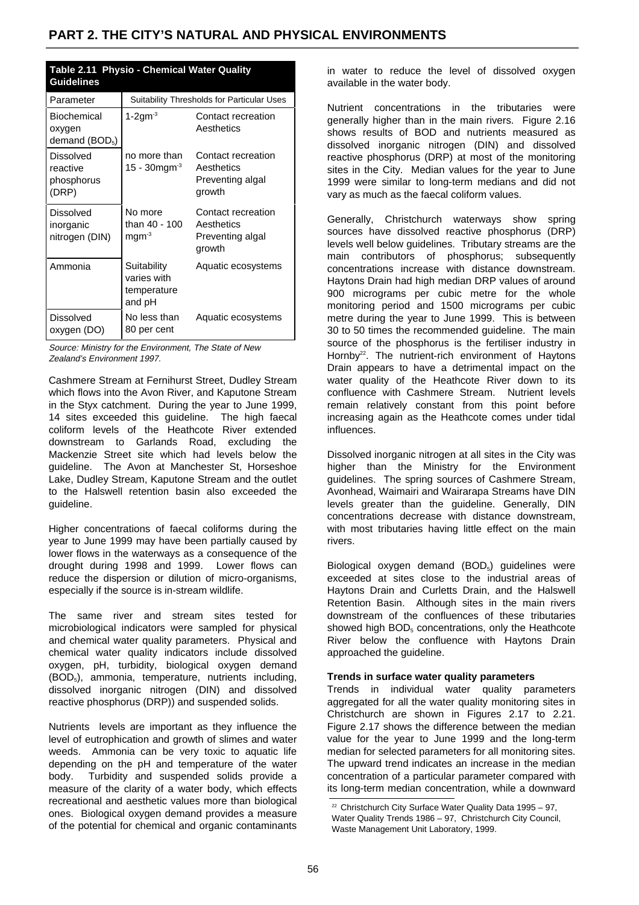## PART 2. THE CITY'S NATURAL AND PHYSICAL ENVIRONMENTS

**Table 2.11 Physio - Chemical Water Quality Guidelines**

| Parameter | Suitability Thresholds for Particular Uses | |
|---|---|---|
| Biochemical oxygen demand ($BOD_5$) | 1-2gm$^{-3}$ | Contact recreation Aesthetics |
| Dissolved reactive phosphorus (DRP) | no more than 15 - 30mgm$^{-3}$ | Contact recreation Aesthetics Preventing algal growth |
| Dissolved inorganic nitrogen (DIN) | No more than 40 - 100 mgm$^{-3}$ | Contact recreation Aesthetics Preventing algal growth |
| Ammonia | Suitability varies with temperature and pH | Aquatic ecosystems |
| Dissolved oxygen (DO) | No less than 80 per cent | Aquatic ecosystems |

*Source: Ministry for the Environment, The State of New Zealand's Environment 1997.*

Cashmere Stream at Fernihurst Street, Dudley Stream which flows into the Avon River, and Kaputone Stream in the Styx catchment. During the year to June 1999, 14 sites exceeded this guideline. The high faecal coliform levels of the Heathcote River extended downstream to Garlands Road, excluding the Mackenzie Street site which had levels below the guideline. The Avon at Manchester St, Horseshoe Lake, Dudley Stream, Kaputone Stream and the outlet to the Halswell retention basin also exceeded the guideline.

Higher concentrations of faecal coliforms during the year to June 1999 may have been partially caused by lower flows in the waterways as a consequence of the drought during 1998 and 1999. Lower flows can reduce the dispersion or dilution of micro-organisms, especially if the source is in-stream wildlife.

The same river and stream sites tested for microbiological indicators were sampled for physical and chemical water quality parameters. Physical and chemical water quality indicators include dissolved oxygen, pH, turbidity, biological oxygen demand ($BOD_5$), ammonia, temperature, nutrients including, dissolved inorganic nitrogen (DIN) and dissolved reactive phosphorus (DRP)) and suspended solids.

Nutrients levels are important as they influence the level of eutrophication and growth of slimes and water weeds. Ammonia can be very toxic to aquatic life depending on the pH and temperature of the water body. Turbidity and suspended solids provide a measure of the clarity of a water body, which effects recreational and aesthetic values more than biological ones. Biological oxygen demand provides a measure of the potential for chemical and organic contaminants in water to reduce the level of dissolved oxygen available in the water body.

Nutrient concentrations in the tributaries were generally higher than in the main rivers. Figure 2.16 shows results of BOD and nutrients measured as dissolved inorganic nitrogen (DIN) and dissolved reactive phosphorus (DRP) at most of the monitoring sites in the City. Median values for the year to June 1999 were similar to long-term medians and did not vary as much as the faecal coliform values.

Generally, Christchurch waterways show spring sources have dissolved reactive phosphorus (DRP) levels well below guidelines. Tributary streams are the main contributors of phosphorus; subsequently concentrations increase with distance downstream. Haytons Drain had high median DRP values of around 900 micrograms per cubic metre for the whole monitoring period and 1500 micrograms per cubic metre during the year to June 1999. This is between 30 to 50 times the recommended guideline. The main source of the phosphorus is the fertiliser industry in Hornby[22]. The nutrient-rich environment of Haytons Drain appears to have a detrimental impact on the water quality of the Heathcote River down to its confluence with Cashmere Stream. Nutrient levels remain relatively constant from this point before increasing again as the Heathcote comes under tidal influences.

Dissolved inorganic nitrogen at all sites in the City was higher than the Ministry for the Environment guidelines. The spring sources of Cashmere Stream, Avonhead, Waimairi and Wairarapa Streams have DIN levels greater than the guideline. Generally, DIN concentrations decrease with distance downstream, with most tributaries having little effect on the main rivers.

Biological oxygen demand ($BOD_5$) guidelines were exceeded at sites close to the industrial areas of Haytons Drain and Curletts Drain, and the Halswell Retention Basin. Although sites in the main rivers downstream of the confluences of these tributaries showed high $BOD_5$ concentrations, only the Heathcote River below the confluence with Haytons Drain approached the guideline.

**Trends in surface water quality parameters**

Trends in individual water quality parameters aggregated for all the water quality monitoring sites in Christchurch are shown in Figures 2.17 to 2.21. Figure 2.17 shows the difference between the median value for the year to June 1999 and the long-term median for selected parameters for all monitoring sites. The upward trend indicates an increase in the median concentration of a particular parameter compared with its long-term median concentration, while a downward

[22] Christchurch City Surface Water Quality Data 1995 – 97, Water Quality Trends 1986 – 97, Christchurch City Council, Waste Management Unit Laboratory, 1999.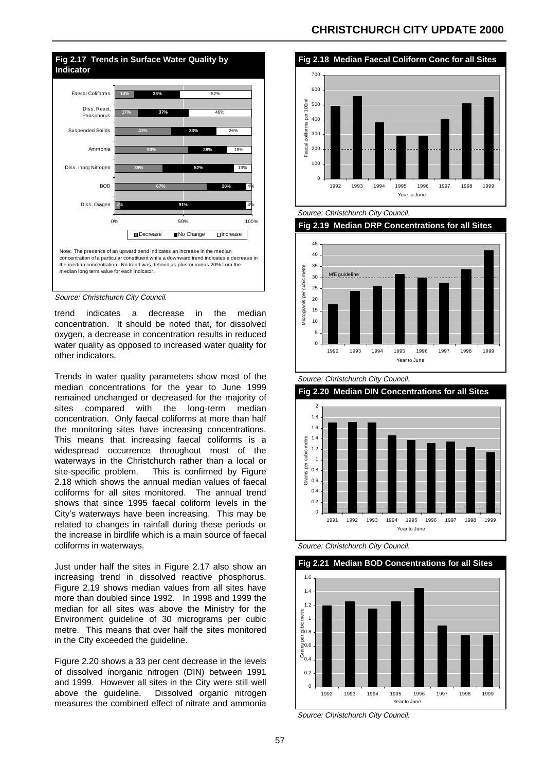## Fig 2.17 Trends in Surface Water Quality by Indicator

| Indicator | Decrease | No Change | Increase |
|---|---|---|---|
| Faecal Coliforms | 14% | 33% | 52% |
| Diss. React. Phosphorus | 17% | 37% | 46% |
| Suspended Soilds | 41% | 33% | 26% |
| Ammonia | 53% | 28% | 19% |
| Diss. Inorg Nitrogen | 35% | 52% | 13% |
| BOD | 67% | 28% | 4% |
| Diss. Oxygen | 4% | 91% | 4% |

Note: The presence of an upward trend indicates an increase in the median concentration of a particular constituent while a downward trend indicates a decrease in the median concentration. No trend was defined as plus or minus 20% from the median long term value for each indicator.

*Source: Christchurch City Council.*

trend indicates a decrease in the median concentration. It should be noted that, for dissolved oxygen, a decrease in concentration results in reduced water quality as opposed to increased water quality for other indicators.

Trends in water quality parameters show most of the median concentrations for the year to June 1999 remained unchanged or decreased for the majority of sites compared with the long-term median concentration. Only faecal coliforms at more than half the monitoring sites have increasing concentrations. This means that increasing faecal coliforms is a widespread occurrence throughout most of the waterways in the Christchurch rather than a local or site-specific problem. This is confirmed by Figure 2.18 which shows the annual median values of faecal coliforms for all sites monitored. The annual trend shows that since 1995 faecal coliform levels in the City's waterways have been increasing. This may be related to changes in rainfall during these periods or the increase in birdlife which is a main source of faecal coliforms in waterways.

Just under half the sites in Figure 2.17 also show an increasing trend in dissolved reactive phosphorus. Figure 2.19 shows median values from all sites have more than doubled since 1992. In 1998 and 1999 the median for all sites was above the Ministry for the Environment guideline of 30 micrograms per cubic metre. This means that over half the sites monitored in the City exceeded the guideline.

Figure 2.20 shows a 33 per cent decrease in the levels of dissolved inorganic nitrogen (DIN) between 1991 and 1999. However all sites in the City were still well above the guideline. Dissolved organic nitrogen measures the combined effect of nitrate and ammonia

## Fig 2.18 Median Faecal Coliform Conc for all Sites

*Source: Christchurch City Council.*

## Fig 2.19 Median DRP Concentrations for all Sites

*Source: Christchurch City Council.*

## Fig 2.20 Median DIN Concentrations for all Sites

*Source: Christchurch City Council.*

## Fig 2.21 Median BOD Concentrations for all Sites

*Source: Christchurch City Council.*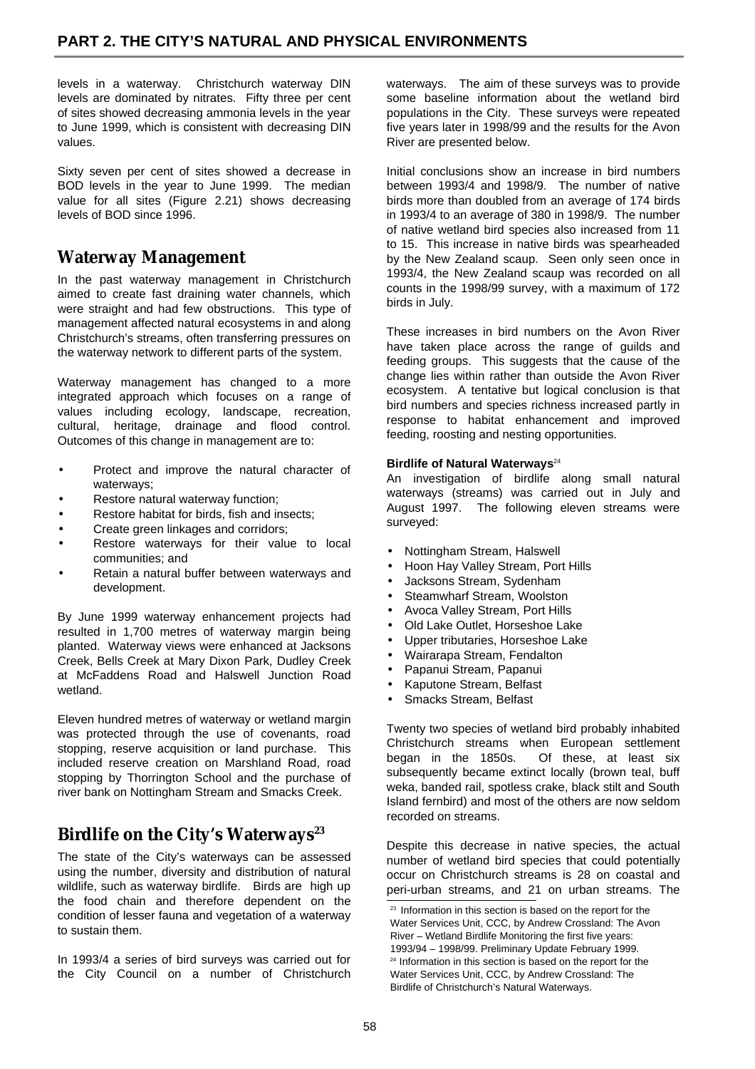levels in a waterway. Christchurch waterway DIN levels are dominated by nitrates. Fifty three per cent of sites showed decreasing ammonia levels in the year to June 1999, which is consistent with decreasing DIN values.

Sixty seven per cent of sites showed a decrease in BOD levels in the year to June 1999. The median value for all sites (Figure 2.21) shows decreasing levels of BOD since 1996.

## Waterway Management

In the past waterway management in Christchurch aimed to create fast draining water channels, which were straight and had few obstructions. This type of management affected natural ecosystems in and along Christchurch's streams, often transferring pressures on the waterway network to different parts of the system.

Waterway management has changed to a more integrated approach which focuses on a range of values including ecology, landscape, recreation, cultural, heritage, drainage and flood control. Outcomes of this change in management are to:

- Protect and improve the natural character of waterways;
- Restore natural waterway function;
- Restore habitat for birds, fish and insects;
- Create green linkages and corridors;
- Restore waterways for their value to local communities; and
- Retain a natural buffer between waterways and development.

By June 1999 waterway enhancement projects had resulted in 1,700 metres of waterway margin being planted. Waterway views were enhanced at Jacksons Creek, Bells Creek at Mary Dixon Park, Dudley Creek at McFaddens Road and Halswell Junction Road wetland.

Eleven hundred metres of waterway or wetland margin was protected through the use of covenants, road stopping, reserve acquisition or land purchase. This included reserve creation on Marshland Road, road stopping by Thorrington School and the purchase of river bank on Nottingham Stream and Smacks Creek.

## Birdlife on the City's Waterways[23]

The state of the City's waterways can be assessed using the number, diversity and distribution of natural wildlife, such as waterway birdlife. Birds are high up the food chain and therefore dependent on the condition of lesser fauna and vegetation of a waterway to sustain them.

In 1993/4 a series of bird surveys was carried out for the City Council on a number of Christchurch waterways. The aim of these surveys was to provide some baseline information about the wetland bird populations in the City. These surveys were repeated five years later in 1998/99 and the results for the Avon River are presented below.

Initial conclusions show an increase in bird numbers between 1993/4 and 1998/9. The number of native birds more than doubled from an average of 174 birds in 1993/4 to an average of 380 in 1998/9. The number of native wetland bird species also increased from 11 to 15. This increase in native birds was spearheaded by the New Zealand scaup. Seen only seen once in 1993/4, the New Zealand scaup was recorded on all counts in the 1998/99 survey, with a maximum of 172 birds in July.

These increases in bird numbers on the Avon River have taken place across the range of guilds and feeding groups. This suggests that the cause of the change lies within rather than outside the Avon River ecosystem. A tentative but logical conclusion is that bird numbers and species richness increased partly in response to habitat enhancement and improved feeding, roosting and nesting opportunities.

**Birdlife of Natural Waterways**[24]

An investigation of birdlife along small natural waterways (streams) was carried out in July and August 1997. The following eleven streams were surveyed:

- Nottingham Stream, Halswell
- Hoon Hay Valley Stream, Port Hills
- Jacksons Stream, Sydenham
- Steamwharf Stream, Woolston
- Avoca Valley Stream, Port Hills
- Old Lake Outlet, Horseshoe Lake
- Upper tributaries, Horseshoe Lake
- Wairarapa Stream, Fendalton
- Papanui Stream, Papanui
- Kaputone Stream, Belfast
- Smacks Stream, Belfast

Twenty two species of wetland bird probably inhabited Christchurch streams when European settlement began in the 1850s. Of these, at least six subsequently became extinct locally (brown teal, buff weka, banded rail, spotless crake, black stilt and South Island fernbird) and most of the others are now seldom recorded on streams.

Despite this decrease in native species, the actual number of wetland bird species that could potentially occur on Christchurch streams is 28 on coastal and peri-urban streams, and 21 on urban streams. The

[23] Information in this section is based on the report for the Water Services Unit, CCC, by Andrew Crossland: The Avon River – Wetland Birdlife Monitoring the first five years: 1993/94 – 1998/99. Preliminary Update February 1999.

[24] Information in this section is based on the report for the Water Services Unit, CCC, by Andrew Crossland: The Birdlife of Christchurch's Natural Waterways.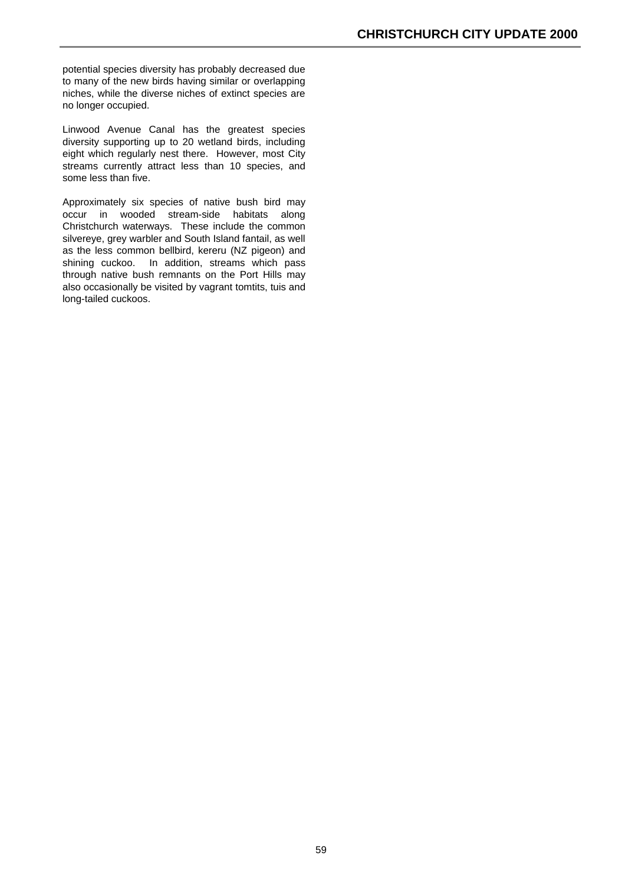potential species diversity has probably decreased due to many of the new birds having similar or overlapping niches, while the diverse niches of extinct species are no longer occupied.

Linwood Avenue Canal has the greatest species diversity supporting up to 20 wetland birds, including eight which regularly nest there. However, most City streams currently attract less than 10 species, and some less than five.

Approximately six species of native bush bird may occur in wooded stream-side habitats along Christchurch waterways. These include the common silvereye, grey warbler and South Island fantail, as well as the less common bellbird, kereru (NZ pigeon) and shining cuckoo. In addition, streams which pass through native bush remnants on the Port Hills may also occasionally be visited by vagrant tomtits, tuis and long-tailed cuckoos.